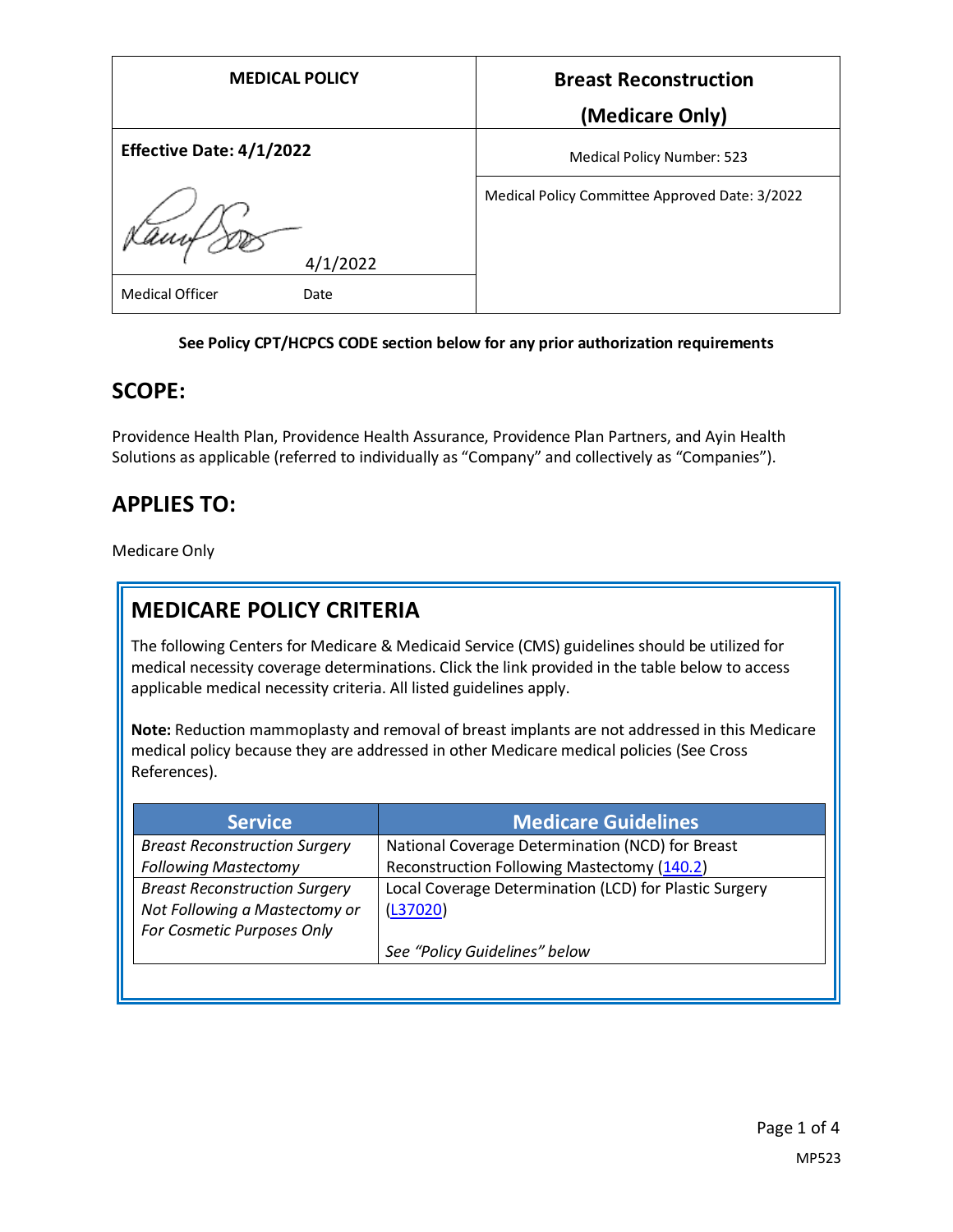| MEDICAL POLICY | Breast Reconstruction (Medicare Only) |
|---|---|
| **Effective Date: 4/1/2022** | Medical Policy Number: 523 |
| 4/1/2022 | Medical Policy Committee Approved Date: 3/2022 |
| Medical Officer Date | |

**See Policy CPT/HCPCS CODE section below for any prior authorization requirements**

## SCOPE:

Providence Health Plan, Providence Health Assurance, Providence Plan Partners, and Ayin Health Solutions as applicable (referred to individually as "Company" and collectively as "Companies").

## APPLIES TO:

Medicare Only

## MEDICARE POLICY CRITERIA

The following Centers for Medicare & Medicaid Service (CMS) guidelines should be utilized for medical necessity coverage determinations. Click the link provided in the table below to access applicable medical necessity criteria. All listed guidelines apply.

**Note:** Reduction mammoplasty and removal of breast implants are not addressed in this Medicare medical policy because they are addressed in other Medicare medical policies (See Cross References).

| Service | Medicare Guidelines |
|---|---|
| *Breast Reconstruction Surgery Following Mastectomy* | National Coverage Determination (NCD) for Breast Reconstruction Following Mastectomy (140.2) |
| *Breast Reconstruction Surgery Not Following a Mastectomy or For Cosmetic Purposes Only* | Local Coverage Determination (LCD) for Plastic Surgery (L37020)<br><br>*See "Policy Guidelines" below* |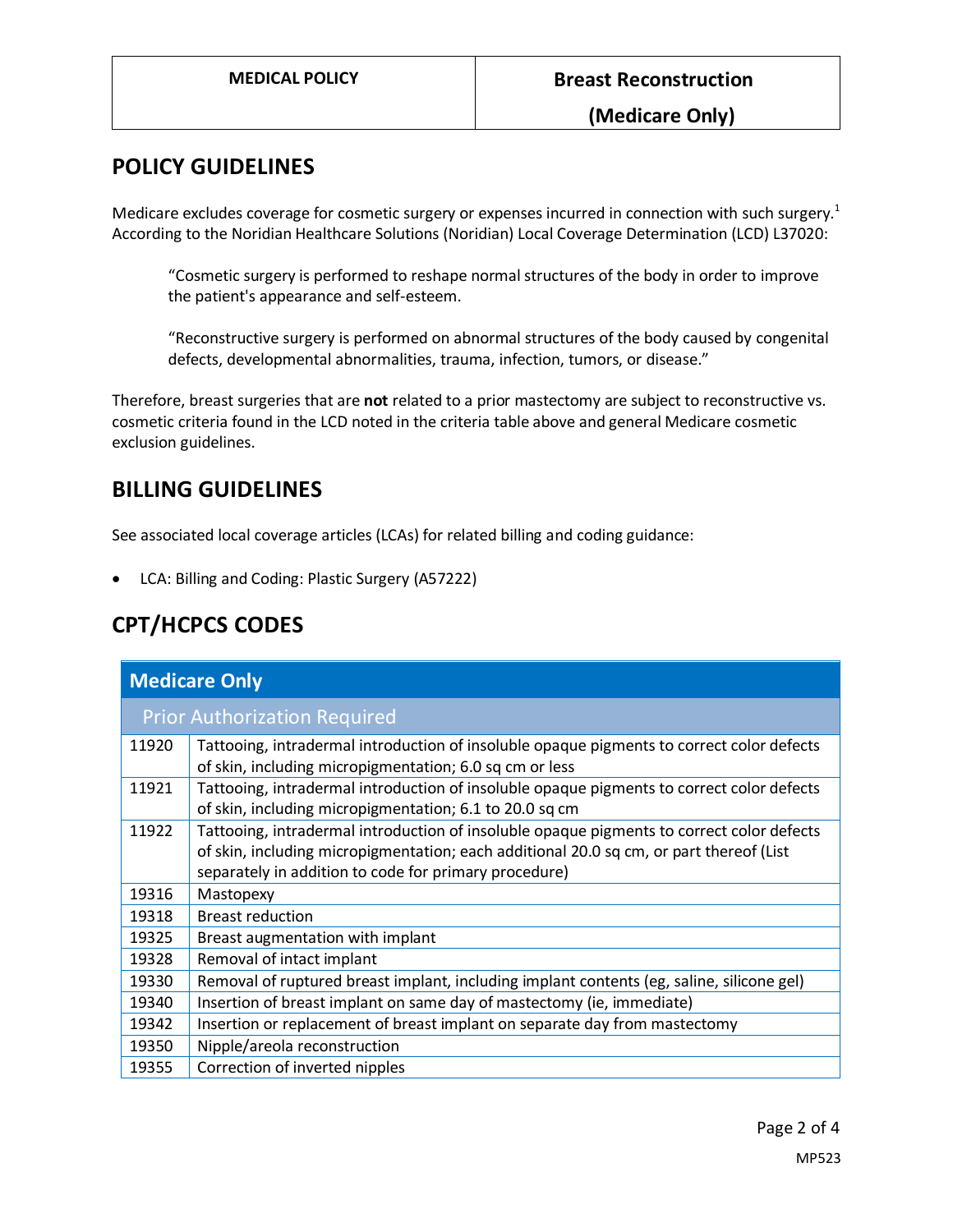## POLICY GUIDELINES

Medicare excludes coverage for cosmetic surgery or expenses incurred in connection with such surgery.[1] According to the Noridian Healthcare Solutions (Noridian) Local Coverage Determination (LCD) L37020:

> "Cosmetic surgery is performed to reshape normal structures of the body in order to improve the patient's appearance and self-esteem.
>
> "Reconstructive surgery is performed on abnormal structures of the body caused by congenital defects, developmental abnormalities, trauma, infection, tumors, or disease."

Therefore, breast surgeries that are **not** related to a prior mastectomy are subject to reconstructive vs. cosmetic criteria found in the LCD noted in the criteria table above and general Medicare cosmetic exclusion guidelines.

## BILLING GUIDELINES

See associated local coverage articles (LCAs) for related billing and coding guidance:

- LCA: Billing and Coding: Plastic Surgery (A57222)

## CPT/HCPCS CODES

| **Medicare Only** | |
|---|---|
| Prior Authorization Required | |
| 11920 | Tattooing, intradermal introduction of insoluble opaque pigments to correct color defects of skin, including micropigmentation; 6.0 sq cm or less |
| 11921 | Tattooing, intradermal introduction of insoluble opaque pigments to correct color defects of skin, including micropigmentation; 6.1 to 20.0 sq cm |
| 11922 | Tattooing, intradermal introduction of insoluble opaque pigments to correct color defects of skin, including micropigmentation; each additional 20.0 sq cm, or part thereof (List separately in addition to code for primary procedure) |
| 19316 | Mastopexy |
| 19318 | Breast reduction |
| 19325 | Breast augmentation with implant |
| 19328 | Removal of intact implant |
| 19330 | Removal of ruptured breast implant, including implant contents (eg, saline, silicone gel) |
| 19340 | Insertion of breast implant on same day of mastectomy (ie, immediate) |
| 19342 | Insertion or replacement of breast implant on separate day from mastectomy |
| 19350 | Nipple/areola reconstruction |
| 19355 | Correction of inverted nipples |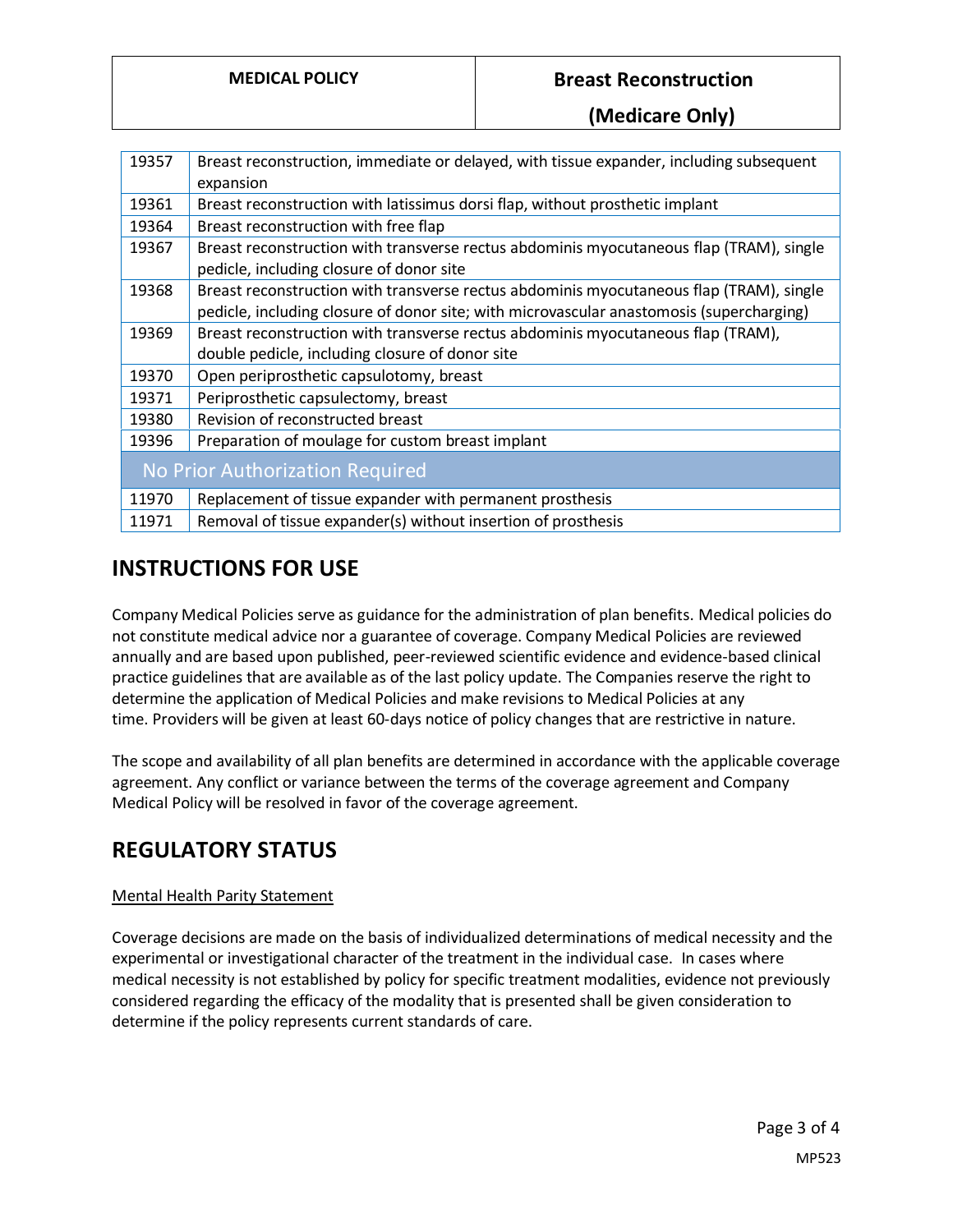| | |
|---|---|
| 19357 | Breast reconstruction, immediate or delayed, with tissue expander, including subsequent expansion |
| 19361 | Breast reconstruction with latissimus dorsi flap, without prosthetic implant |
| 19364 | Breast reconstruction with free flap |
| 19367 | Breast reconstruction with transverse rectus abdominis myocutaneous flap (TRAM), single pedicle, including closure of donor site |
| 19368 | Breast reconstruction with transverse rectus abdominis myocutaneous flap (TRAM), single pedicle, including closure of donor site; with microvascular anastomosis (supercharging) |
| 19369 | Breast reconstruction with transverse rectus abdominis myocutaneous flap (TRAM), double pedicle, including closure of donor site |
| 19370 | Open periprosthetic capsulotomy, breast |
| 19371 | Periprosthetic capsulectomy, breast |
| 19380 | Revision of reconstructed breast |
| 19396 | Preparation of moulage for custom breast implant |
| **No Prior Authorization Required** | |
| 11970 | Replacement of tissue expander with permanent prosthesis |
| 11971 | Removal of tissue expander(s) without insertion of prosthesis |

## INSTRUCTIONS FOR USE

Company Medical Policies serve as guidance for the administration of plan benefits. Medical policies do not constitute medical advice nor a guarantee of coverage. Company Medical Policies are reviewed annually and are based upon published, peer-reviewed scientific evidence and evidence-based clinical practice guidelines that are available as of the last policy update. The Companies reserve the right to determine the application of Medical Policies and make revisions to Medical Policies at any time. Providers will be given at least 60-days notice of policy changes that are restrictive in nature.

The scope and availability of all plan benefits are determined in accordance with the applicable coverage agreement. Any conflict or variance between the terms of the coverage agreement and Company Medical Policy will be resolved in favor of the coverage agreement.

## REGULATORY STATUS

Mental Health Parity Statement

Coverage decisions are made on the basis of individualized determinations of medical necessity and the experimental or investigational character of the treatment in the individual case. In cases where medical necessity is not established by policy for specific treatment modalities, evidence not previously considered regarding the efficacy of the modality that is presented shall be given consideration to determine if the policy represents current standards of care.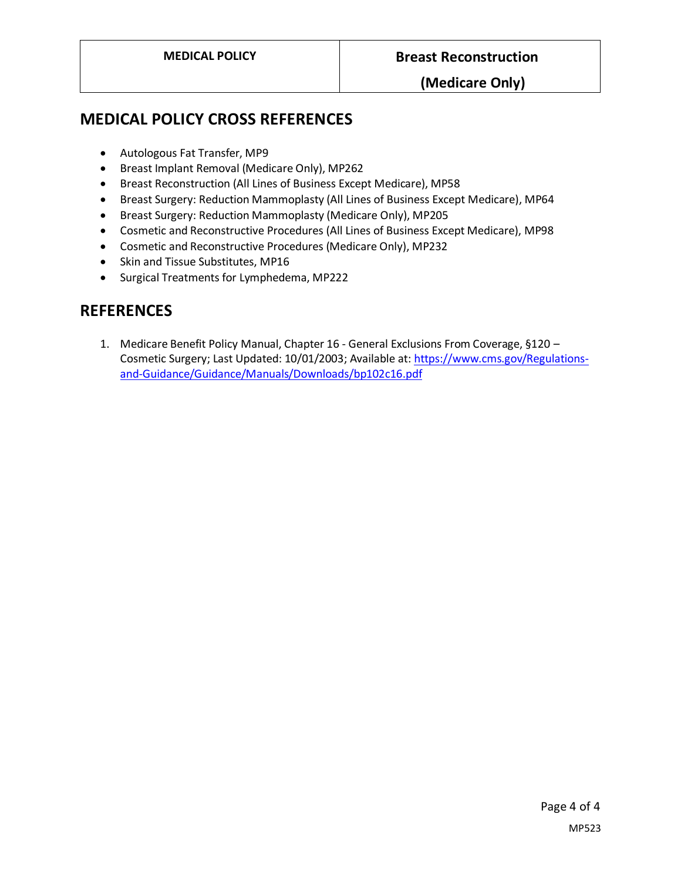## MEDICAL POLICY CROSS REFERENCES

- Autologous Fat Transfer, MP9
- Breast Implant Removal (Medicare Only), MP262
- Breast Reconstruction (All Lines of Business Except Medicare), MP58
- Breast Surgery: Reduction Mammoplasty (All Lines of Business Except Medicare), MP64
- Breast Surgery: Reduction Mammoplasty (Medicare Only), MP205
- Cosmetic and Reconstructive Procedures (All Lines of Business Except Medicare), MP98
- Cosmetic and Reconstructive Procedures (Medicare Only), MP232
- Skin and Tissue Substitutes, MP16
- Surgical Treatments for Lymphedema, MP222

## REFERENCES

1. Medicare Benefit Policy Manual, Chapter 16 - General Exclusions From Coverage, §120 – Cosmetic Surgery; Last Updated: 10/01/2003; Available at: https://www.cms.gov/Regulations-and-Guidance/Guidance/Manuals/Downloads/bp102c16.pdf